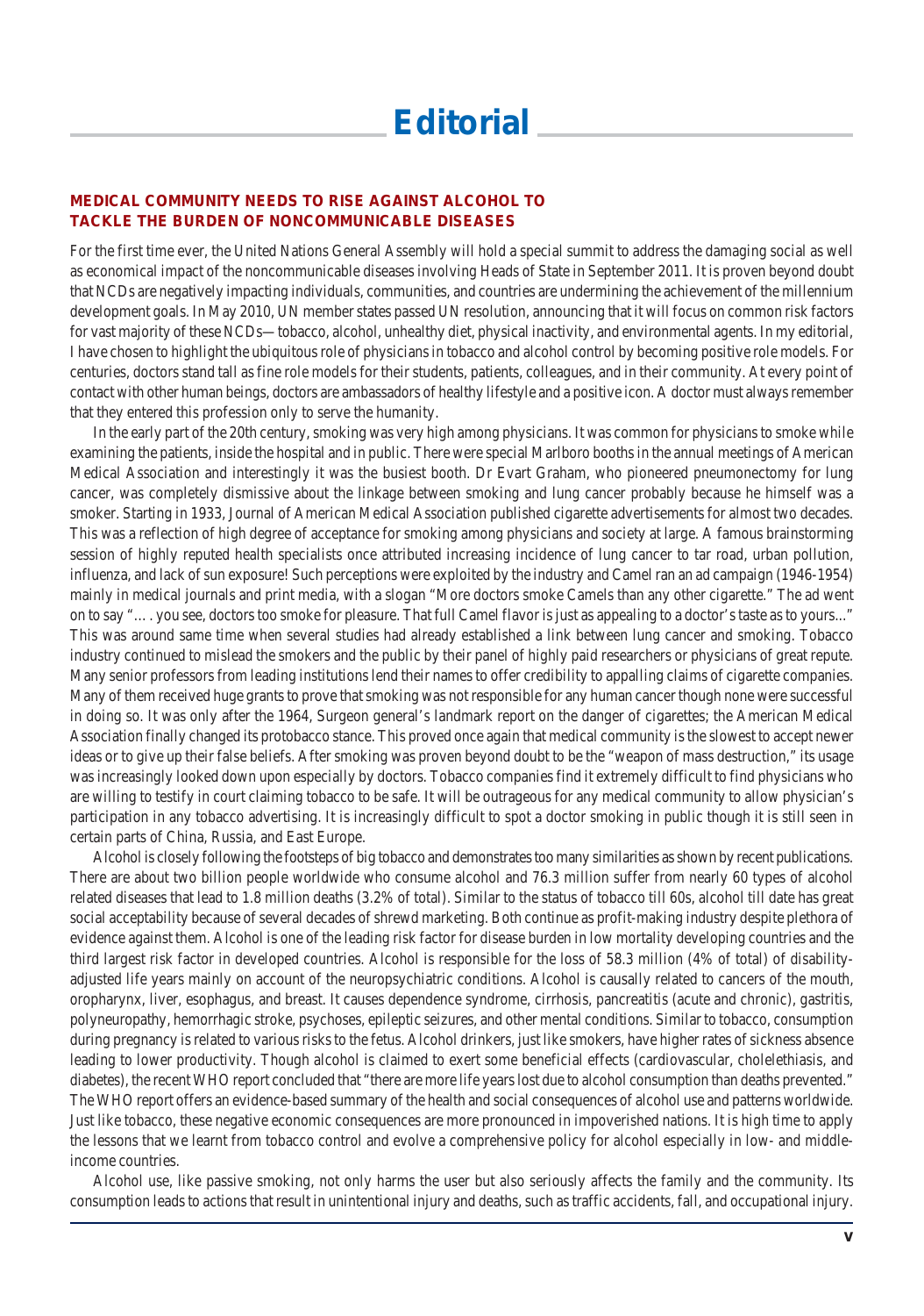# Editorial

**MEDICAL COMMUNITY NEEDS TO RISE AGAINST ALCOHOL TO TACKLE THE BURDEN OF NONCOMMUNICABLE DISEASES**

For the first time ever, the United Nations General Assembly will hold a special summit to address the damaging social as well as economical impact of the noncommunicable diseases involving Heads of State in September 2011. It is proven beyond doubt that NCDs are negatively impacting individuals, communities, and countries are undermining the achievement of the millennium development goals. In May 2010, UN member states passed UN resolution, announcing that it will focus on common risk factors for vast majority of these NCDs—tobacco, alcohol, unhealthy diet, physical inactivity, and environmental agents. In my editorial, I have chosen to highlight the ubiquitous role of physicians in tobacco and alcohol control by becoming positive role models. For centuries, doctors stand tall as fine role models for their students, patients, colleagues, and in their community. At every point of contact with other human beings, doctors are ambassadors of healthy lifestyle and a positive icon. A doctor must always remember that they entered this profession only to serve the humanity.

In the early part of the 20th century, smoking was very high among physicians. It was common for physicians to smoke while examining the patients, inside the hospital and in public. There were special Marlboro booths in the annual meetings of American Medical Association and interestingly it was the busiest booth. Dr Evart Graham, who pioneered pneumonectomy for lung cancer, was completely dismissive about the linkage between smoking and lung cancer probably because he himself was a smoker. Starting in 1933, Journal of American Medical Association published cigarette advertisements for almost two decades. This was a reflection of high degree of acceptance for smoking among physicians and society at large. A famous brainstorming session of highly reputed health specialists once attributed increasing incidence of lung cancer to tar road, urban pollution, influenza, and lack of sun exposure! Such perceptions were exploited by the industry and Camel ran an ad campaign (1946-1954) mainly in medical journals and print media, with a slogan "More doctors smoke Camels than any other cigarette." The ad went on to say "…. you see, doctors too smoke for pleasure. That full Camel flavor is just as appealing to a doctor's taste as to yours..." This was around same time when several studies had already established a link between lung cancer and smoking. Tobacco industry continued to mislead the smokers and the public by their panel of highly paid researchers or physicians of great repute. Many senior professors from leading institutions lend their names to offer credibility to appalling claims of cigarette companies. Many of them received huge grants to prove that smoking was not responsible for any human cancer though none were successful in doing so. It was only after the 1964, Surgeon general's landmark report on the danger of cigarettes; the American Medical Association finally changed its protobacco stance. This proved once again that medical community is the slowest to accept newer ideas or to give up their false beliefs. After smoking was proven beyond doubt to be the "weapon of mass destruction," its usage was increasingly looked down upon especially by doctors. Tobacco companies find it extremely difficult to find physicians who are willing to testify in court claiming tobacco to be safe. It will be outrageous for any medical community to allow physician's participation in any tobacco advertising. It is increasingly difficult to spot a doctor smoking in public though it is still seen in certain parts of China, Russia, and East Europe.

Alcohol is closely following the footsteps of big tobacco and demonstrates too many similarities as shown by recent publications. There are about two billion people worldwide who consume alcohol and 76.3 million suffer from nearly 60 types of alcohol related diseases that lead to 1.8 million deaths (3.2% of total). Similar to the status of tobacco till 60s, alcohol till date has great social acceptability because of several decades of shrewd marketing. Both continue as profit-making industry despite plethora of evidence against them. Alcohol is one of the leading risk factor for disease burden in low mortality developing countries and the third largest risk factor in developed countries. Alcohol is responsible for the loss of 58.3 million (4% of total) of disability-adjusted life years mainly on account of the neuropsychiatric conditions. Alcohol is causally related to cancers of the mouth, oropharynx, liver, esophagus, and breast. It causes dependence syndrome, cirrhosis, pancreatitis (acute and chronic), gastritis, polyneuropathy, hemorrhagic stroke, psychoses, epileptic seizures, and other mental conditions. Similar to tobacco, consumption during pregnancy is related to various risks to the fetus. Alcohol drinkers, just like smokers, have higher rates of sickness absence leading to lower productivity. Though alcohol is claimed to exert some beneficial effects (cardiovascular, cholelethiasis, and diabetes), the recent WHO report concluded that "there are more life years lost due to alcohol consumption than deaths prevented." The WHO report offers an evidence-based summary of the health and social consequences of alcohol use and patterns worldwide. Just like tobacco, these negative economic consequences are more pronounced in impoverished nations. It is high time to apply the lessons that we learnt from tobacco control and evolve a comprehensive policy for alcohol especially in low- and middle-income countries.

Alcohol use, like passive smoking, not only harms the user but also seriously affects the family and the community. Its consumption leads to actions that result in unintentional injury and deaths, such as traffic accidents, fall, and occupational injury.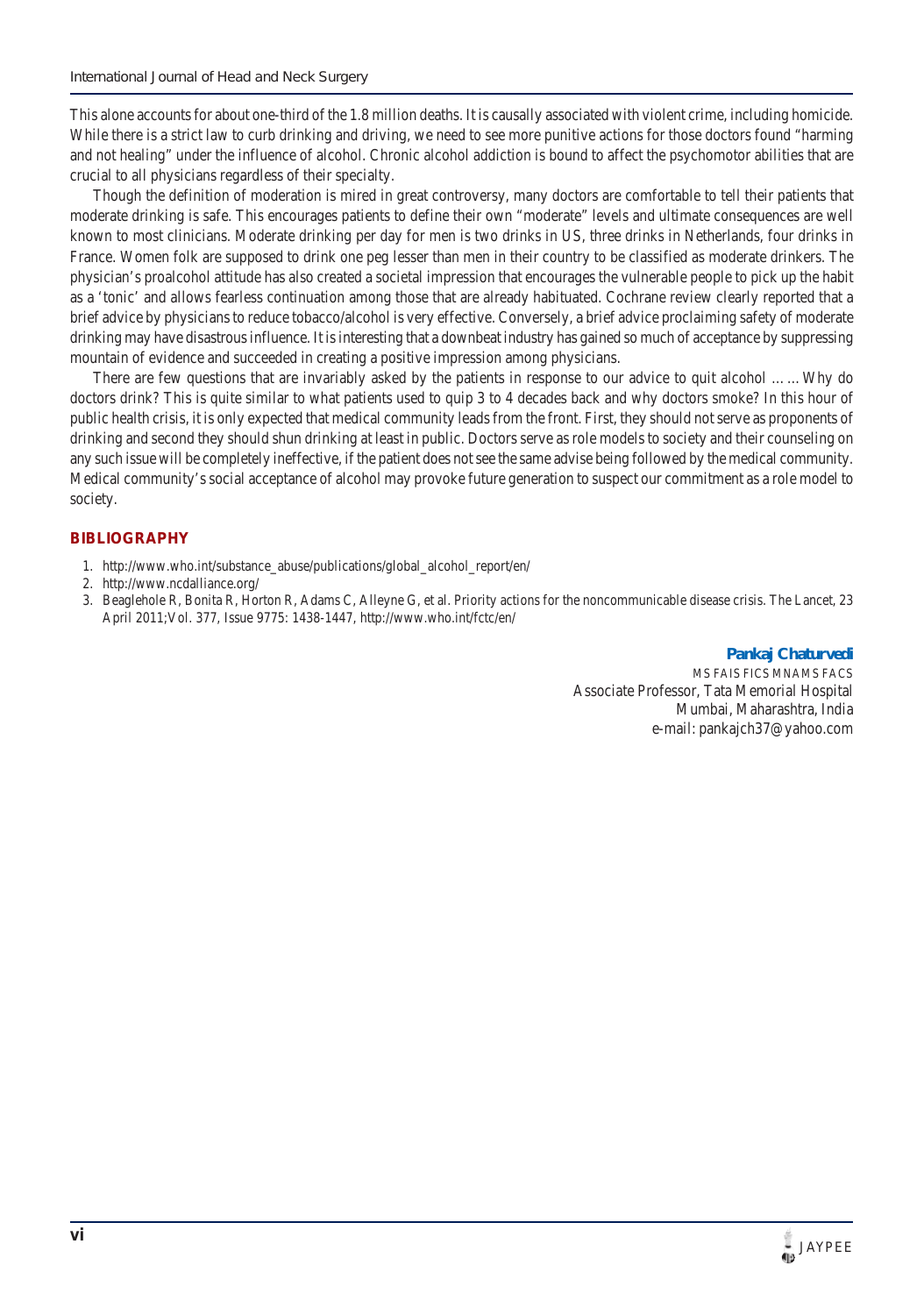This alone accounts for about one-third of the 1.8 million deaths. It is causally associated with violent crime, including homicide. While there is a strict law to curb drinking and driving, we need to see more punitive actions for those doctors found "harming and not healing" under the influence of alcohol. Chronic alcohol addiction is bound to affect the psychomotor abilities that are crucial to all physicians regardless of their specialty.

Though the definition of moderation is mired in great controversy, many doctors are comfortable to tell their patients that moderate drinking is safe. This encourages patients to define their own "moderate" levels and ultimate consequences are well known to most clinicians. Moderate drinking per day for men is two drinks in US, three drinks in Netherlands, four drinks in France. Women folk are supposed to drink one peg lesser than men in their country to be classified as moderate drinkers. The physician's proalcohol attitude has also created a societal impression that encourages the vulnerable people to pick up the habit as a 'tonic' and allows fearless continuation among those that are already habituated. Cochrane review clearly reported that a brief advice by physicians to reduce tobacco/alcohol is very effective. Conversely, a brief advice proclaiming safety of moderate drinking may have disastrous influence. It is interesting that a downbeat industry has gained so much of acceptance by suppressing mountain of evidence and succeeded in creating a positive impression among physicians.

There are few questions that are invariably asked by the patients in response to our advice to quit alcohol …… Why do doctors drink? This is quite similar to what patients used to quip 3 to 4 decades back and why doctors smoke? In this hour of public health crisis, it is only expected that medical community leads from the front. First, they should not serve as proponents of drinking and second they should shun drinking at least in public. Doctors serve as role models to society and their counseling on any such issue will be completely ineffective, if the patient does not see the same advise being followed by the medical community. Medical community's social acceptance of alcohol may provoke future generation to suspect our commitment as a role model to society.

## BIBLIOGRAPHY

1. http://www.who.int/substance_abuse/publications/global_alcohol_report/en/
2. http://www.ncdalliance.org/
3. Beaglehole R, Bonita R, Horton R, Adams C, Alleyne G, et al. Priority actions for the noncommunicable disease crisis. The Lancet, 23 April 2011;Vol. 377, Issue 9775: 1438-1447, http://www.who.int/fctc/en/

**Pankaj Chaturvedi**
MS FAIS FICS MNAMS FACS
Associate Professor, Tata Memorial Hospital
Mumbai, Maharashtra, India
e-mail: pankajch37@yahoo.com